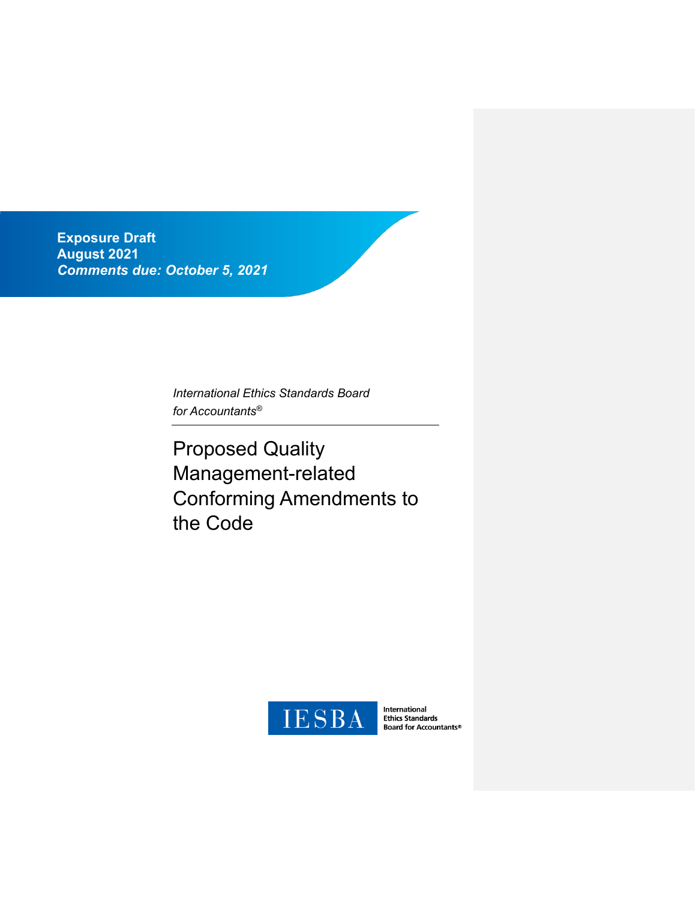**Exposure Draft**
**August 2021**
***Comments due: October 5, 2021***

*International Ethics Standards Board for Accountants®*

# Proposed Quality Management-related Conforming Amendments to the Code

IESBA International Ethics Standards Board for Accountants®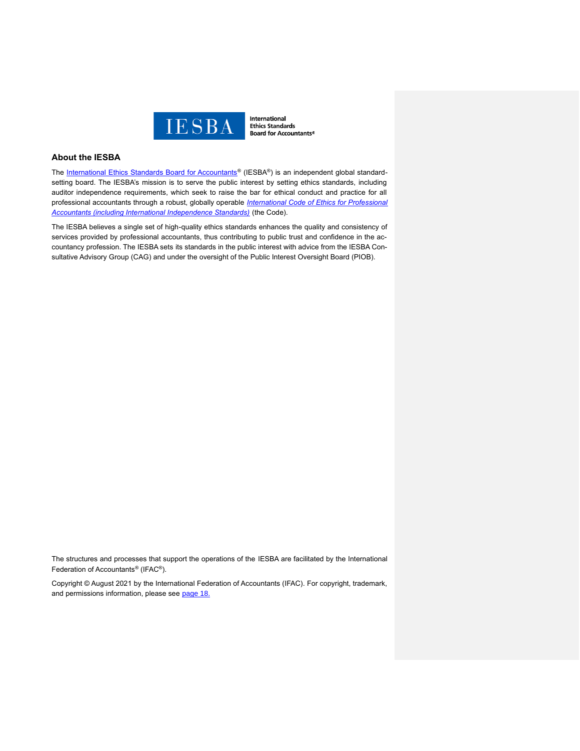## About the IESBA

The International Ethics Standards Board for Accountants® (IESBA®) is an independent global standard-setting board. The IESBA's mission is to serve the public interest by setting ethics standards, including auditor independence requirements, which seek to raise the bar for ethical conduct and practice for all professional accountants through a robust, globally operable *International Code of Ethics for Professional Accountants (including International Independence Standards)* (the Code).

The IESBA believes a single set of high-quality ethics standards enhances the quality and consistency of services provided by professional accountants, thus contributing to public trust and confidence in the accountancy profession. The IESBA sets its standards in the public interest with advice from the IESBA Consultative Advisory Group (CAG) and under the oversight of the Public Interest Oversight Board (PIOB).

The structures and processes that support the operations of the IESBA are facilitated by the International Federation of Accountants® (IFAC®).

Copyright © August 2021 by the International Federation of Accountants (IFAC). For copyright, trademark, and permissions information, please see page 18.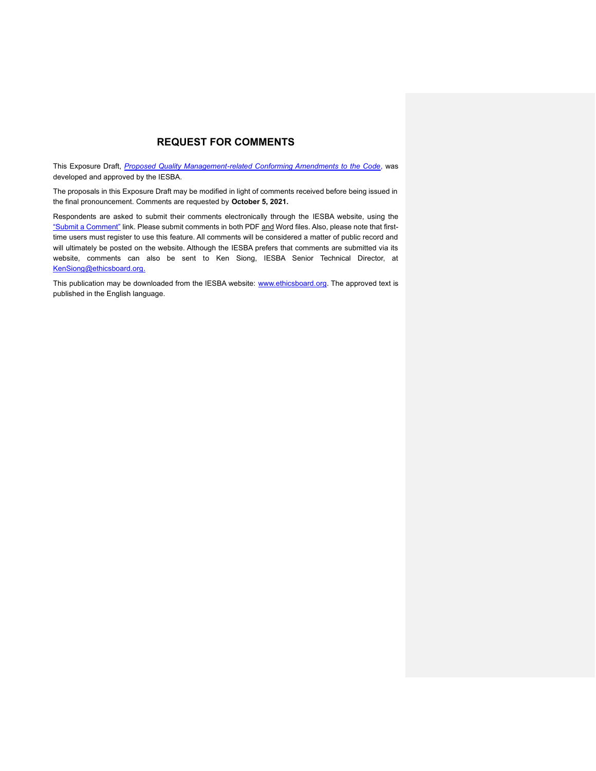## REQUEST FOR COMMENTS

This Exposure Draft, *Proposed Quality Management-related Conforming Amendments to the Code*, was developed and approved by the IESBA.

The proposals in this Exposure Draft may be modified in light of comments received before being issued in the final pronouncement. Comments are requested by **October 5, 2021.**

Respondents are asked to submit their comments electronically through the IESBA website, using the "Submit a Comment" link. Please submit comments in both PDF and Word files. Also, please note that first-time users must register to use this feature. All comments will be considered a matter of public record and will ultimately be posted on the website. Although the IESBA prefers that comments are submitted via its website, comments can also be sent to Ken Siong, IESBA Senior Technical Director, at KenSiong@ethicsboard.org.

This publication may be downloaded from the IESBA website: www.ethicsboard.org. The approved text is published in the English language.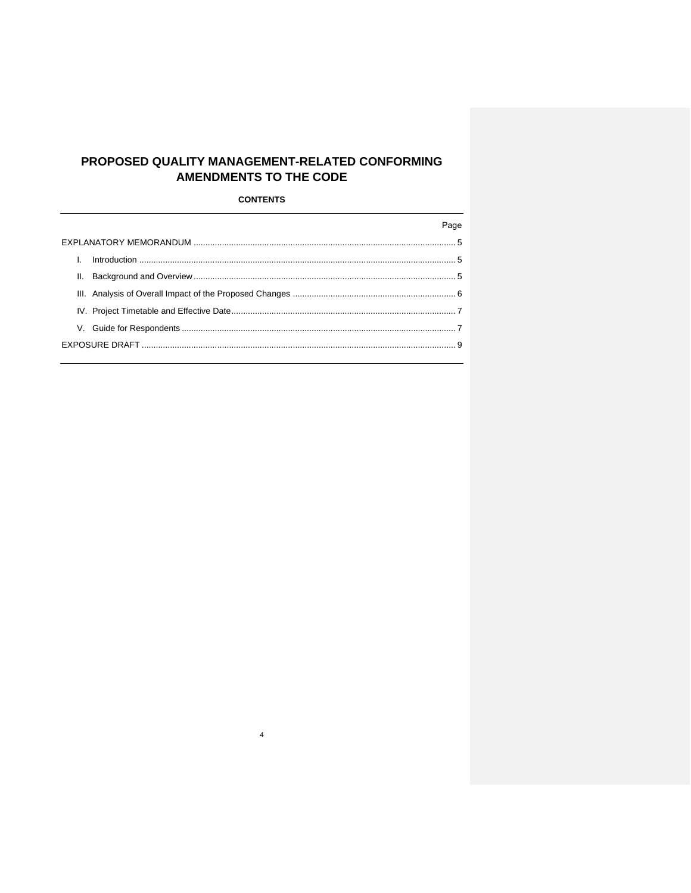# PROPOSED QUALITY MANAGEMENT-RELATED CONFORMING AMENDMENTS TO THE CODE

**CONTENTS**

| | Page |
|---|---|
| EXPLANATORY MEMORANDUM | 5 |
| I. Introduction | 5 |
| II. Background and Overview | 5 |
| III. Analysis of Overall Impact of the Proposed Changes | 6 |
| IV. Project Timetable and Effective Date | 7 |
| V. Guide for Respondents | 7 |
| EXPOSURE DRAFT | 9 |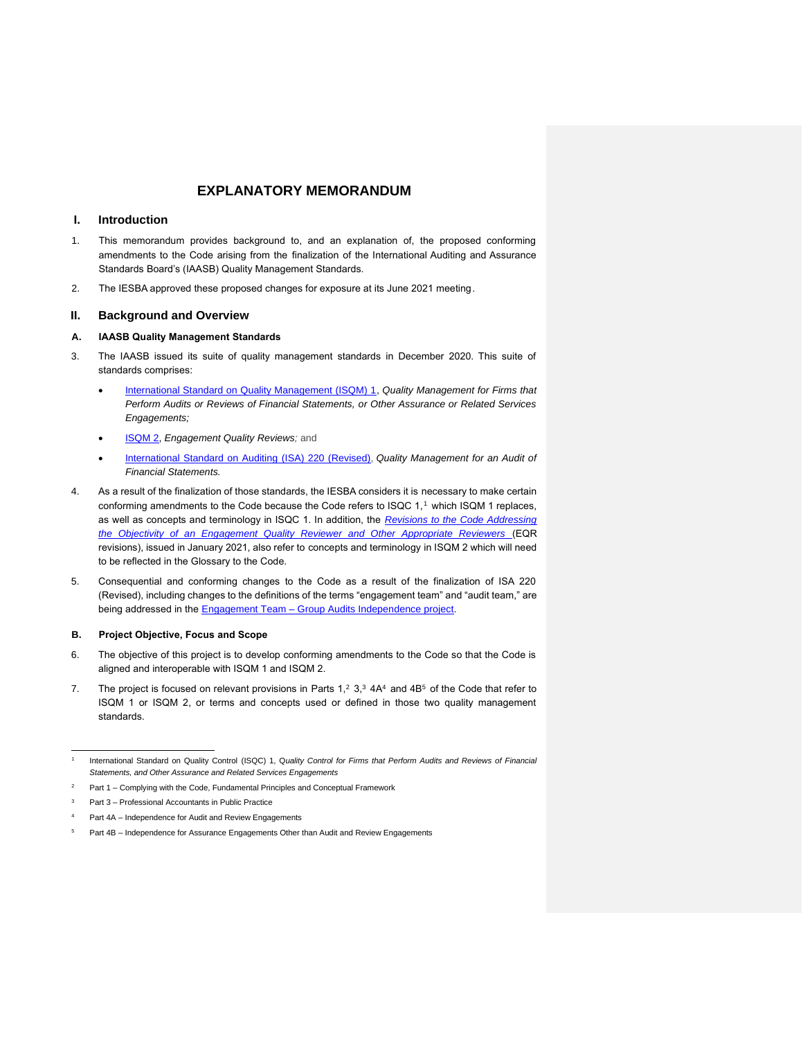# EXPLANATORY MEMORANDUM

## I. Introduction

1. This memorandum provides background to, and an explanation of, the proposed conforming amendments to the Code arising from the finalization of the International Auditing and Assurance Standards Board's (IAASB) Quality Management Standards.

2. The IESBA approved these proposed changes for exposure at its June 2021 meeting.

## II. Background and Overview

### A. IAASB Quality Management Standards

3. The IAASB issued its suite of quality management standards in December 2020. This suite of standards comprises:

   - International Standard on Quality Management (ISQM) 1, *Quality Management for Firms that Perform Audits or Reviews of Financial Statements, or Other Assurance or Related Services Engagements;*
   - ISQM 2, *Engagement Quality Reviews;* and
   - International Standard on Auditing (ISA) 220 (Revised), *Quality Management for an Audit of Financial Statements.*

4. As a result of the finalization of those standards, the IESBA considers it is necessary to make certain conforming amendments to the Code because the Code refers to ISQC 1,[1] which ISQM 1 replaces, as well as concepts and terminology in ISQC 1. In addition, the *Revisions to the Code Addressing the Objectivity of an Engagement Quality Reviewer and Other Appropriate Reviewers* (EQR revisions), issued in January 2021, also refer to concepts and terminology in ISQM 2 which will need to be reflected in the Glossary to the Code.

5. Consequential and conforming changes to the Code as a result of the finalization of ISA 220 (Revised), including changes to the definitions of the terms "engagement team" and "audit team," are being addressed in the Engagement Team – Group Audits Independence project.

### B. Project Objective, Focus and Scope

6. The objective of this project is to develop conforming amendments to the Code so that the Code is aligned and interoperable with ISQM 1 and ISQM 2.

7. The project is focused on relevant provisions in Parts 1,[2] 3,[3] 4A[4] and 4B[5] of the Code that refer to ISQM 1 or ISQM 2, or terms and concepts used or defined in those two quality management standards.

---

[1] International Standard on Quality Control (ISQC) 1, *Quality Control for Firms that Perform Audits and Reviews of Financial Statements, and Other Assurance and Related Services Engagements*

[2] Part 1 – Complying with the Code, Fundamental Principles and Conceptual Framework

[3] Part 3 – Professional Accountants in Public Practice

[4] Part 4A – Independence for Audit and Review Engagements

[5] Part 4B – Independence for Assurance Engagements Other than Audit and Review Engagements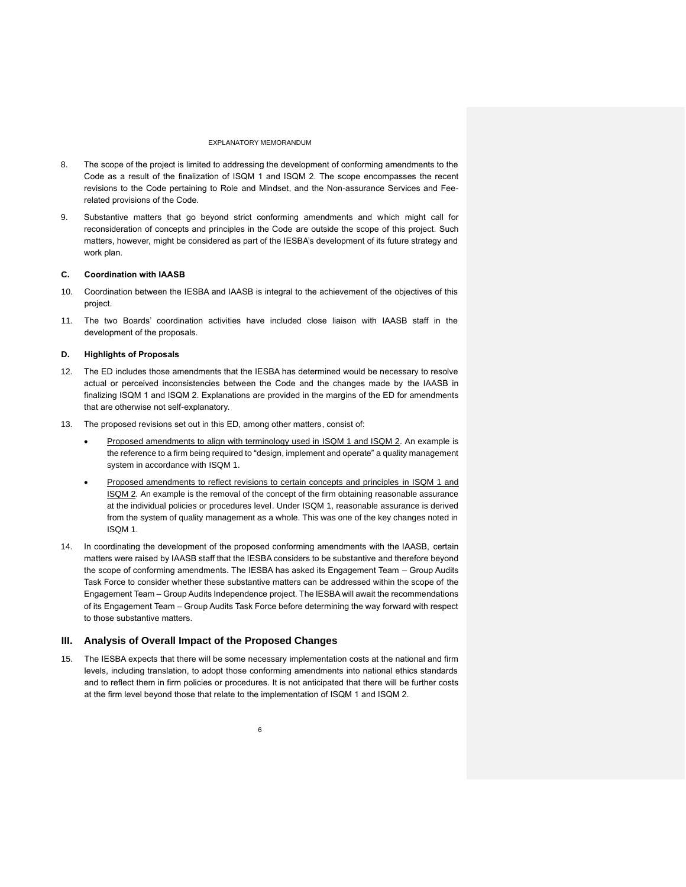8. The scope of the project is limited to addressing the development of conforming amendments to the Code as a result of the finalization of ISQM 1 and ISQM 2. The scope encompasses the recent revisions to the Code pertaining to Role and Mindset, and the Non-assurance Services and Fee-related provisions of the Code.

9. Substantive matters that go beyond strict conforming amendments and which might call for reconsideration of concepts and principles in the Code are outside the scope of this project. Such matters, however, might be considered as part of the IESBA's development of its future strategy and work plan.

### C. Coordination with IAASB

10. Coordination between the IESBA and IAASB is integral to the achievement of the objectives of this project.

11. The two Boards' coordination activities have included close liaison with IAASB staff in the development of the proposals.

### D. Highlights of Proposals

12. The ED includes those amendments that the IESBA has determined would be necessary to resolve actual or perceived inconsistencies between the Code and the changes made by the IAASB in finalizing ISQM 1 and ISQM 2. Explanations are provided in the margins of the ED for amendments that are otherwise not self-explanatory.

13. The proposed revisions set out in this ED, among other matters, consist of:

    - Proposed amendments to align with terminology used in ISQM 1 and ISQM 2. An example is the reference to a firm being required to "design, implement and operate" a quality management system in accordance with ISQM 1.
    - Proposed amendments to reflect revisions to certain concepts and principles in ISQM 1 and ISQM 2. An example is the removal of the concept of the firm obtaining reasonable assurance at the individual policies or procedures level. Under ISQM 1, reasonable assurance is derived from the system of quality management as a whole. This was one of the key changes noted in ISQM 1.

14. In coordinating the development of the proposed conforming amendments with the IAASB, certain matters were raised by IAASB staff that the IESBA considers to be substantive and therefore beyond the scope of conforming amendments. The IESBA has asked its Engagement Team – Group Audits Task Force to consider whether these substantive matters can be addressed within the scope of the Engagement Team – Group Audits Independence project. The IESBA will await the recommendations of its Engagement Team – Group Audits Task Force before determining the way forward with respect to those substantive matters.

## III. Analysis of Overall Impact of the Proposed Changes

15. The IESBA expects that there will be some necessary implementation costs at the national and firm levels, including translation, to adopt those conforming amendments into national ethics standards and to reflect them in firm policies or procedures. It is not anticipated that there will be further costs at the firm level beyond those that relate to the implementation of ISQM 1 and ISQM 2.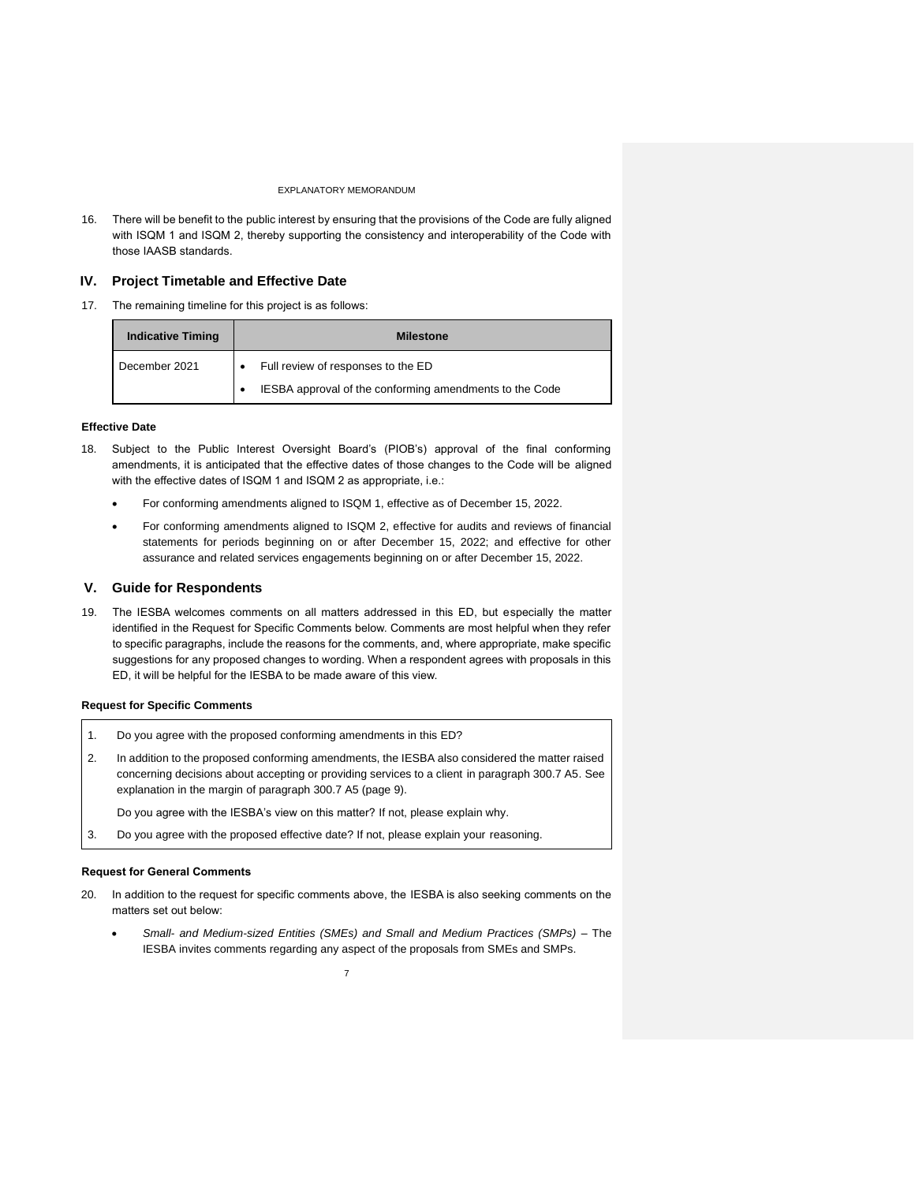16. There will be benefit to the public interest by ensuring that the provisions of the Code are fully aligned with ISQM 1 and ISQM 2, thereby supporting the consistency and interoperability of the Code with those IAASB standards.

## IV. Project Timetable and Effective Date

17. The remaining timeline for this project is as follows:

| Indicative Timing | Milestone |
| --- | --- |
| December 2021 | • Full review of responses to the ED<br>• IESBA approval of the conforming amendments to the Code |

### Effective Date

18. Subject to the Public Interest Oversight Board's (PIOB's) approval of the final conforming amendments, it is anticipated that the effective dates of those changes to the Code will be aligned with the effective dates of ISQM 1 and ISQM 2 as appropriate, i.e.:

    - For conforming amendments aligned to ISQM 1, effective as of December 15, 2022.
    - For conforming amendments aligned to ISQM 2, effective for audits and reviews of financial statements for periods beginning on or after December 15, 2022; and effective for other assurance and related services engagements beginning on or after December 15, 2022.

## V. Guide for Respondents

19. The IESBA welcomes comments on all matters addressed in this ED, but especially the matter identified in the Request for Specific Comments below. Comments are most helpful when they refer to specific paragraphs, include the reasons for the comments, and, where appropriate, make specific suggestions for any proposed changes to wording. When a respondent agrees with proposals in this ED, it will be helpful for the IESBA to be made aware of this view.

### Request for Specific Comments

1. Do you agree with the proposed conforming amendments in this ED?
2. In addition to the proposed conforming amendments, the IESBA also considered the matter raised concerning decisions about accepting or providing services to a client in paragraph 300.7 A5. See explanation in the margin of paragraph 300.7 A5 (page 9).

   Do you agree with the IESBA's view on this matter? If not, please explain why.
3. Do you agree with the proposed effective date? If not, please explain your reasoning.

### Request for General Comments

20. In addition to the request for specific comments above, the IESBA is also seeking comments on the matters set out below:

    - *Small- and Medium-sized Entities (SMEs) and Small and Medium Practices (SMPs)* – The IESBA invites comments regarding any aspect of the proposals from SMEs and SMPs.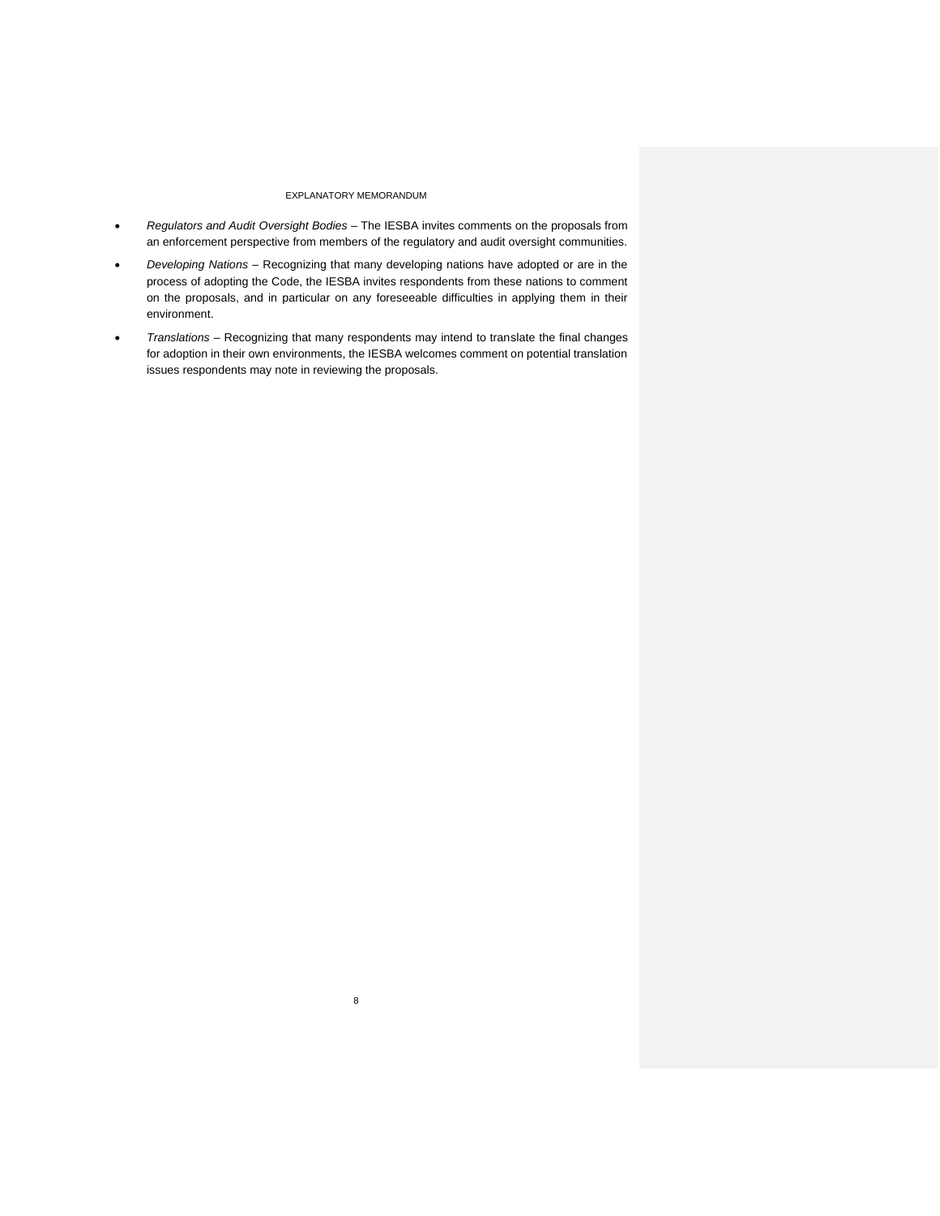- *Regulators and Audit Oversight Bodies* – The IESBA invites comments on the proposals from an enforcement perspective from members of the regulatory and audit oversight communities.
- *Developing Nations* – Recognizing that many developing nations have adopted or are in the process of adopting the Code, the IESBA invites respondents from these nations to comment on the proposals, and in particular on any foreseeable difficulties in applying them in their environment.
- *Translations* – Recognizing that many respondents may intend to translate the final changes for adoption in their own environments, the IESBA welcomes comment on potential translation issues respondents may note in reviewing the proposals.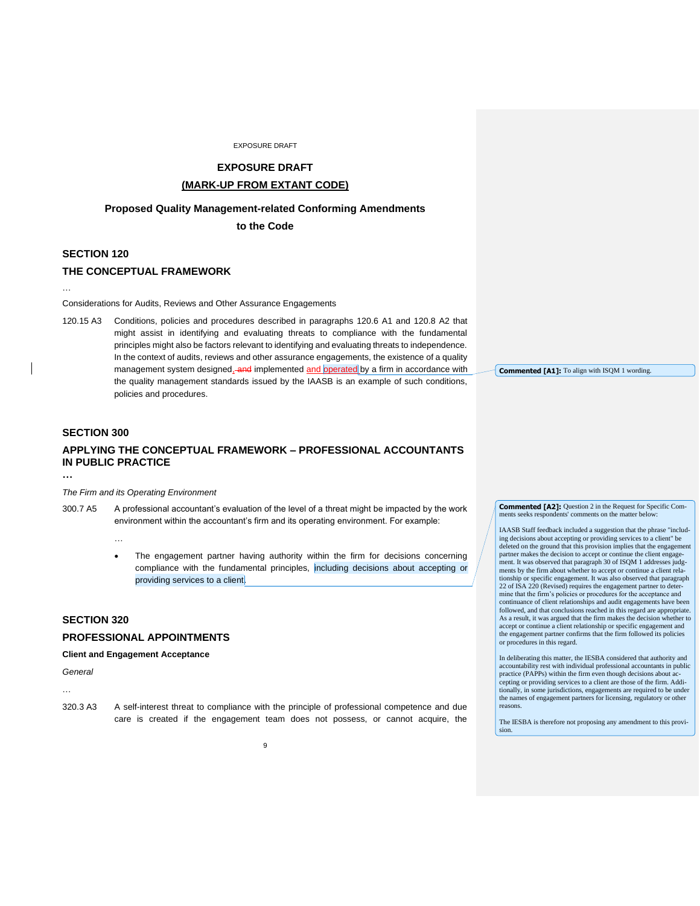EXPOSURE DRAFT

**EXPOSURE DRAFT**

**(MARK-UP FROM EXTANT CODE)**

**Proposed Quality Management-related Conforming Amendments to the Code**

## SECTION 120

## THE CONCEPTUAL FRAMEWORK

…

Considerations for Audits, Reviews and Other Assurance Engagements

120.15 A3 Conditions, policies and procedures described in paragraphs 120.6 A1 and 120.8 A2 that might assist in identifying and evaluating threats to compliance with the fundamental principles might also be factors relevant to identifying and evaluating threats to independence. In the context of audits, reviews and other assurance engagements, the existence of a quality management system designed, ~~and~~ implemented and operated by a firm in accordance with the quality management standards issued by the IAASB is an example of such conditions, policies and procedures.

**Commented [A1]:** To align with ISQM 1 wording.

## SECTION 300

## APPLYING THE CONCEPTUAL FRAMEWORK – PROFESSIONAL ACCOUNTANTS IN PUBLIC PRACTICE

**…**

*The Firm and its Operating Environment*

300.7 A5 A professional accountant's evaluation of the level of a threat might be impacted by the work environment within the accountant's firm and its operating environment. For example:

…

- The engagement partner having authority within the firm for decisions concerning compliance with the fundamental principles, including decisions about accepting or providing services to a client.

**Commented [A2]:** Question 2 in the Request for Specific Comments seeks respondents' comments on the matter below:

IAASB Staff feedback included a suggestion that the phrase "including decisions about accepting or providing services to a client" be deleted on the ground that this provision implies that the engagement partner makes the decision to accept or continue the client engagement. It was observed that paragraph 30 of ISQM 1 addresses judgments by the firm about whether to accept or continue a client relationship or specific engagement. It was also observed that paragraph 22 of ISA 220 (Revised) requires the engagement partner to determine that the firm's policies or procedures for the acceptance and continuance of client relationships and audit engagements have been followed, and that conclusions reached in this regard are appropriate. As a result, it was argued that the firm makes the decision whether to accept or continue a client relationship or specific engagement and the engagement partner confirms that the firm followed its policies or procedures in this regard.

In deliberating this matter, the IESBA considered that authority and accountability rest with individual professional accountants in public practice (PAPPs) within the firm even though decisions about accepting or providing services to a client are those of the firm. Additionally, in some jurisdictions, engagements are required to be under the names of engagement partners for licensing, regulatory or other reasons.

The IESBA is therefore not proposing any amendment to this provision.

## SECTION 320

## PROFESSIONAL APPOINTMENTS

**Client and Engagement Acceptance**

*General*

…

320.3 A3 A self-interest threat to compliance with the principle of professional competence and due care is created if the engagement team does not possess, or cannot acquire, the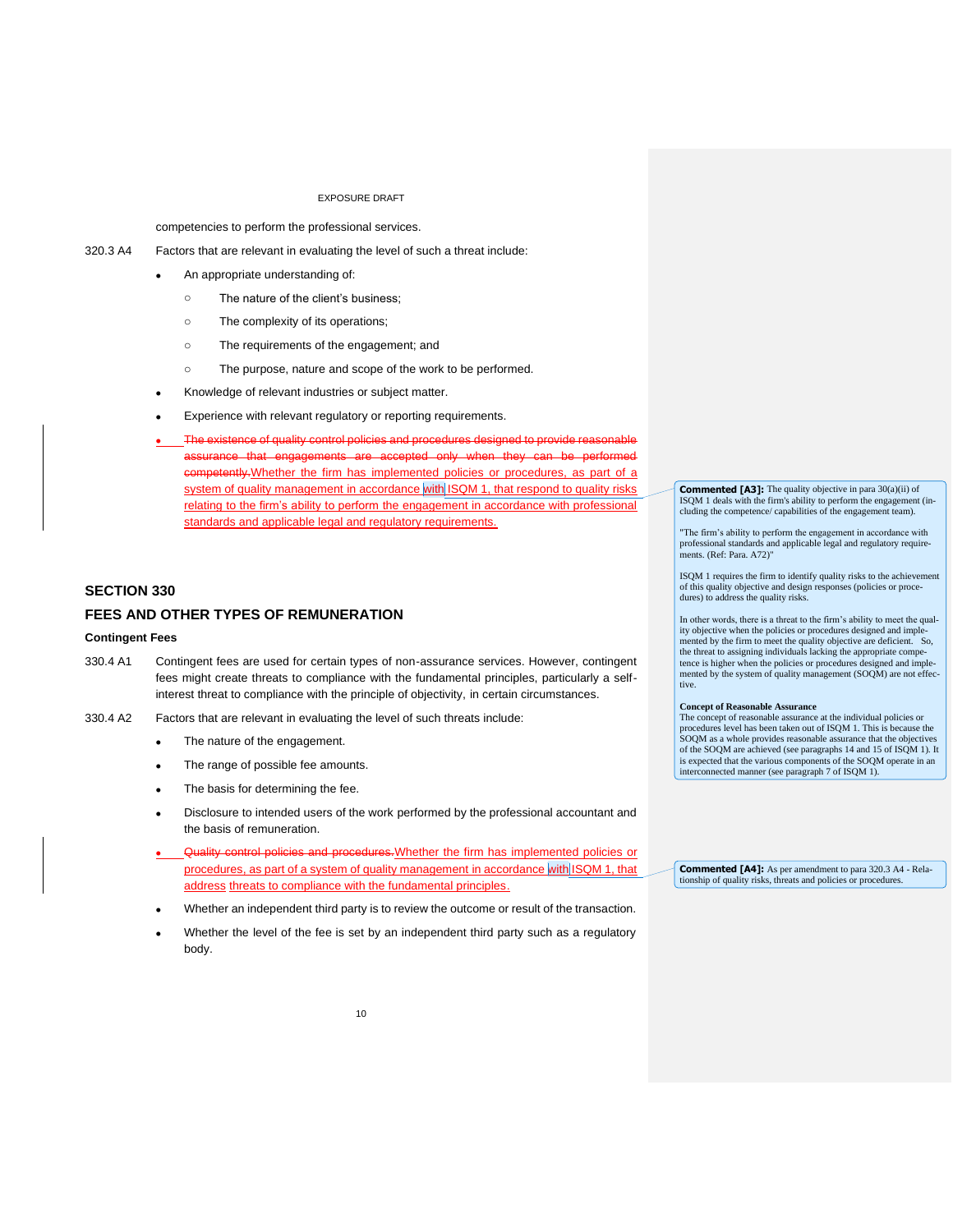competencies to perform the professional services.

320.3 A4 Factors that are relevant in evaluating the level of such a threat include:

- An appropriate understanding of:
  - The nature of the client's business;
  - The complexity of its operations;
  - The requirements of the engagement; and
  - The purpose, nature and scope of the work to be performed.
- Knowledge of relevant industries or subject matter.
- Experience with relevant regulatory or reporting requirements.
- ~~The existence of quality control policies and procedures designed to provide reasonable assurance that engagements are accepted only when they can be performed competently.~~Whether the firm has implemented policies or procedures, as part of a system of quality management in accordance with ISQM 1, that respond to quality risks relating to the firm's ability to perform the engagement in accordance with professional standards and applicable legal and regulatory requirements.

> **Commented [A3]:** The quality objective in para 30(a)(ii) of ISQM 1 deals with the firm's ability to perform the engagement (including the competence/ capabilities of the engagement team).
>
> "The firm's ability to perform the engagement in accordance with professional standards and applicable legal and regulatory requirements. (Ref: Para. A72)"
>
> ISQM 1 requires the firm to identify quality risks to the achievement of this quality objective and design responses (policies or procedures) to address the quality risks.
>
> In other words, there is a threat to the firm's ability to meet the quality objective when the policies or procedures designed and implemented by the firm to meet the quality objective are deficient. So, the threat to assigning individuals lacking the appropriate competence is higher when the policies or procedures designed and implemented by the system of quality management (SOQM) are not effective.
>
> **Concept of Reasonable Assurance**
> The concept of reasonable assurance at the individual policies or procedures level has been taken out of ISQM 1. This is because the SOQM as a whole provides reasonable assurance that the objectives of the SOQM are achieved (see paragraphs 14 and 15 of ISQM 1). It is expected that the various components of the SOQM operate in an interconnected manner (see paragraph 7 of ISQM 1).

## SECTION 330

## FEES AND OTHER TYPES OF REMUNERATION

### Contingent Fees

330.4 A1 Contingent fees are used for certain types of non-assurance services. However, contingent fees might create threats to compliance with the fundamental principles, particularly a self-interest threat to compliance with the principle of objectivity, in certain circumstances.

330.4 A2 Factors that are relevant in evaluating the level of such threats include:

- The nature of the engagement.
- The range of possible fee amounts.
- The basis for determining the fee.
- Disclosure to intended users of the work performed by the professional accountant and the basis of remuneration.
- ~~Quality control policies and procedures.~~Whether the firm has implemented policies or procedures, as part of a system of quality management in accordance with ISQM 1, that address threats to compliance with the fundamental principles.
- Whether an independent third party is to review the outcome or result of the transaction.
- Whether the level of the fee is set by an independent third party such as a regulatory body.

> **Commented [A4]:** As per amendment to para 320.3 A4 - Relationship of quality risks, threats and policies or procedures.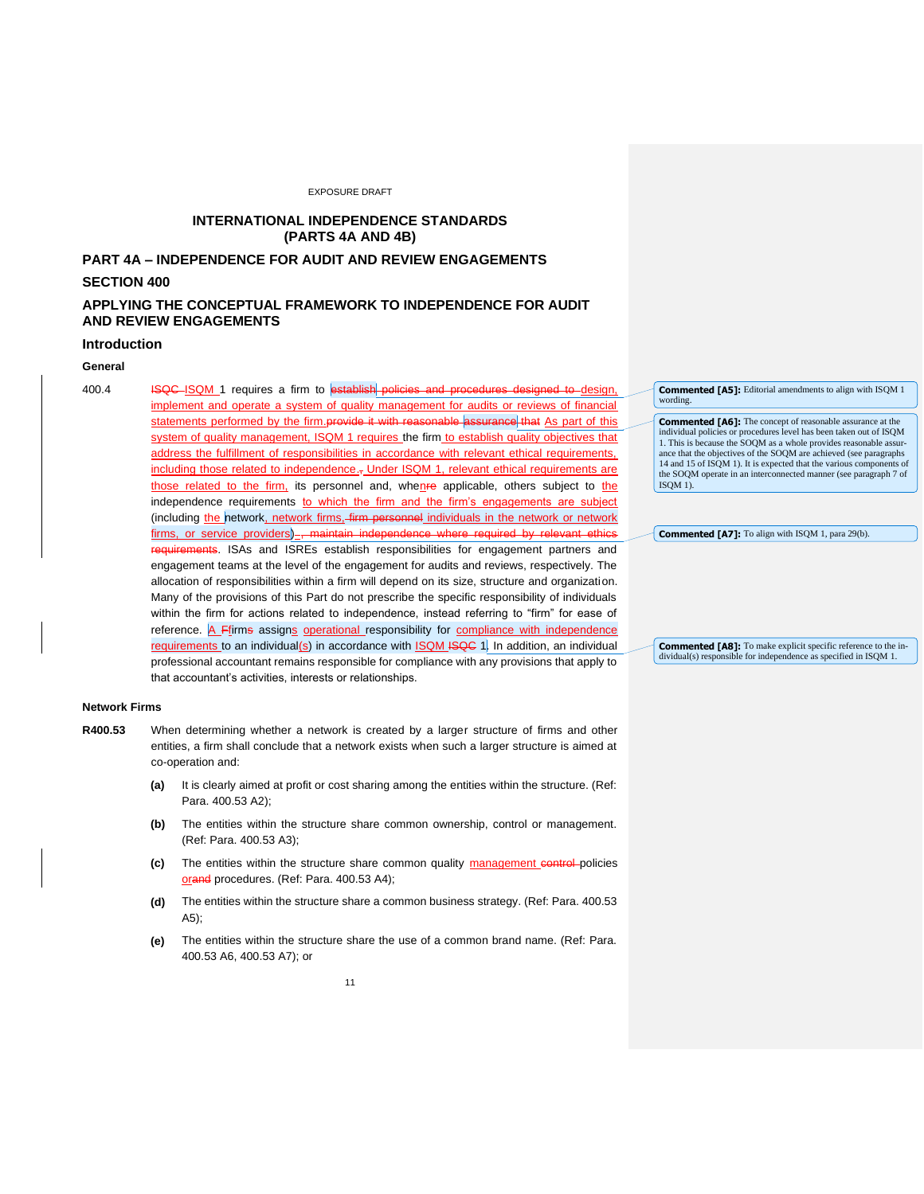EXPOSURE DRAFT

# INTERNATIONAL INDEPENDENCE STANDARDS (PARTS 4A AND 4B)

## PART 4A – INDEPENDENCE FOR AUDIT AND REVIEW ENGAGEMENTS

## SECTION 400

## APPLYING THE CONCEPTUAL FRAMEWORK TO INDEPENDENCE FOR AUDIT AND REVIEW ENGAGEMENTS

### Introduction

#### General

400.4 ~~ISQC~~ ISQM 1 requires a firm to ~~establish policies and procedures designed to~~ design, implement and operate a system of quality management for audits or reviews of financial statements performed by the firm. ~~provide it with reasonable assurance that~~ As part of this system of quality management, ISQM 1 requires the firm to establish quality objectives that address the fulfillment of responsibilities in accordance with relevant ethical requirements, including those related to independence. ~~,~~ Under ISQM 1, relevant ethical requirements are those related to the firm, its personnel and, whe~~n~~re applicable, others subject to the independence requirements to which the firm and the firm's engagements are subject (including the network, network firms, ~~firm personnel~~ individuals in the network or network firms, or service providers)~~, maintain independence where required by relevant ethics requirements~~. ISAs and ISREs establish responsibilities for engagement partners and engagement teams at the level of the engagement for audits and reviews, respectively. The allocation of responsibilities within a firm will depend on its size, structure and organization. Many of the provisions of this Part do not prescribe the specific responsibility of individuals within the firm for actions related to independence, instead referring to "firm" for ease of reference. A ~~F~~firm~~s~~ assigns operational responsibility for compliance with independence requirements to an individual(s) in accordance with ISQM ~~ISQC~~ 1. In addition, an individual professional accountant remains responsible for compliance with any provisions that apply to that accountant's activities, interests or relationships.

> **Commented [A5]:** Editorial amendments to align with ISQM 1 wording.
>
> **Commented [A6]:** The concept of reasonable assurance at the individual policies or procedures level has been taken out of ISQM 1. This is because the SOQM as a whole provides reasonable assurance that the objectives of the SOQM are achieved (see paragraphs 14 and 15 of ISQM 1). It is expected that the various components of the SOQM operate in an interconnected manner (see paragraph 7 of ISQM 1).
>
> **Commented [A7]:** To align with ISQM 1, para 29(b).
>
> **Commented [A8]:** To make explicit specific reference to the individual(s) responsible for independence as specified in ISQM 1.

#### Network Firms

**R400.53** When determining whether a network is created by a larger structure of firms and other entities, a firm shall conclude that a network exists when such a larger structure is aimed at co-operation and:

**(a)** It is clearly aimed at profit or cost sharing among the entities within the structure. (Ref: Para. 400.53 A2);

**(b)** The entities within the structure share common ownership, control or management. (Ref: Para. 400.53 A3);

**(c)** The entities within the structure share common quality management ~~control~~ policies or~~and~~ procedures. (Ref: Para. 400.53 A4);

**(d)** The entities within the structure share a common business strategy. (Ref: Para. 400.53 A5);

**(e)** The entities within the structure share the use of a common brand name. (Ref: Para. 400.53 A6, 400.53 A7); or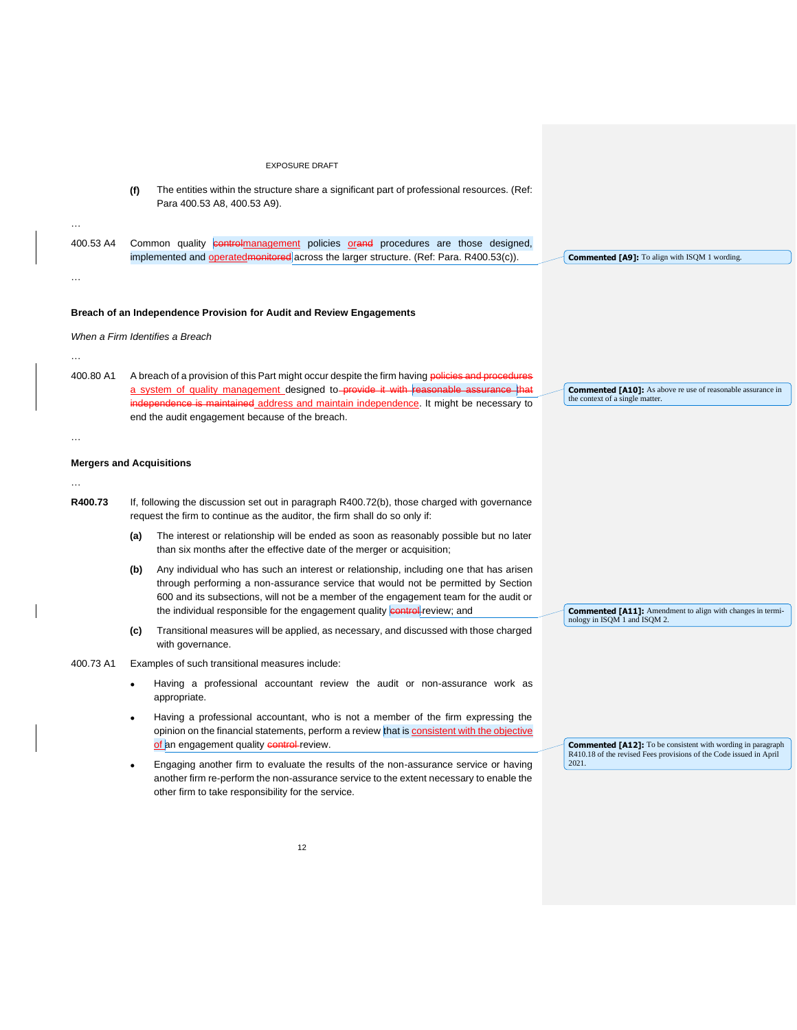(f) The entities within the structure share a significant part of professional resources. (Ref: Para 400.53 A8, 400.53 A9).

…

400.53 A4 Common quality ~~control~~management policies ~~or~~and procedures are those designed, implemented and ~~operated~~monitored across the larger structure. (Ref: Para. R400.53(c)).

> **Commented [A9]:** To align with ISQM 1 wording.

…

### Breach of an Independence Provision for Audit and Review Engagements

*When a Firm Identifies a Breach*

…

400.80 A1 A breach of a provision of this Part might occur despite the firm having ~~policies and procedures~~ a system of quality management designed to ~~provide it with reasonable assurance that independence is maintained~~ address and maintain independence. It might be necessary to end the audit engagement because of the breach.

> **Commented [A10]:** As above re use of reasonable assurance in the context of a single matter.

…

### Mergers and Acquisitions

…

**R400.73** If, following the discussion set out in paragraph R400.72(b), those charged with governance request the firm to continue as the auditor, the firm shall do so only if:

(a) The interest or relationship will be ended as soon as reasonably possible but no later than six months after the effective date of the merger or acquisition;

(b) Any individual who has such an interest or relationship, including one that has arisen through performing a non-assurance service that would not be permitted by Section 600 and its subsections, will not be a member of the engagement team for the audit or the individual responsible for the engagement quality ~~control~~ review; and

> **Commented [A11]:** Amendment to align with changes in terminology in ISQM 1 and ISQM 2.

(c) Transitional measures will be applied, as necessary, and discussed with those charged with governance.

400.73 A1 Examples of such transitional measures include:

- Having a professional accountant review the audit or non-assurance work as appropriate.
- Having a professional accountant, who is not a member of the firm expressing the opinion on the financial statements, perform a review that is consistent with the objective of an engagement quality ~~control~~ review.
- Engaging another firm to evaluate the results of the non-assurance service or having another firm re-perform the non-assurance service to the extent necessary to enable the other firm to take responsibility for the service.

> **Commented [A12]:** To be consistent with wording in paragraph R410.18 of the revised Fees provisions of the Code issued in April 2021.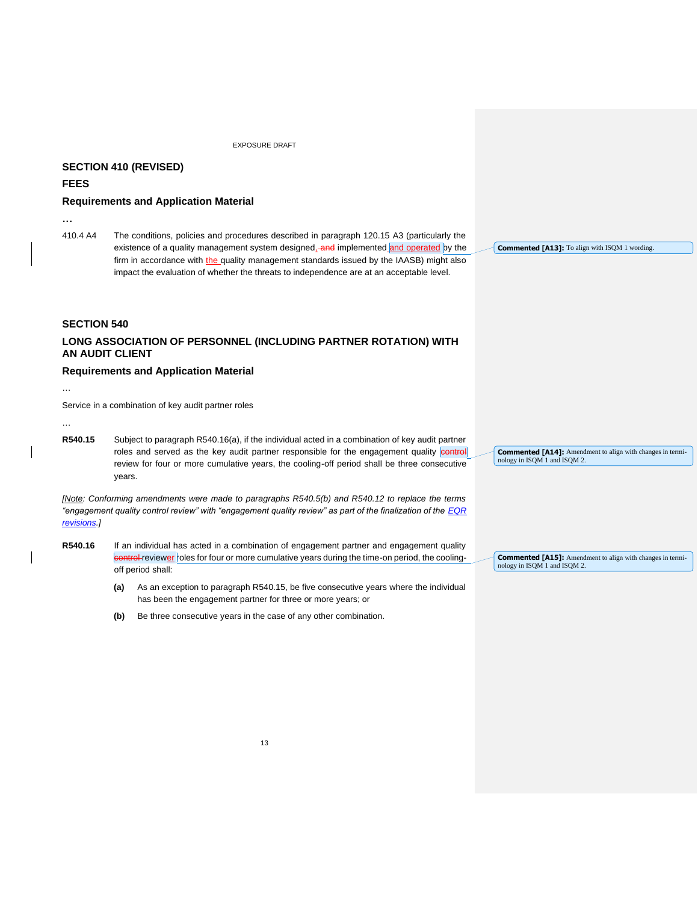## SECTION 410 (REVISED)

## FEES

### Requirements and Application Material

…

410.4 A4 The conditions, policies and procedures described in paragraph 120.15 A3 (particularly the existence of a quality management system designed, ~~and~~ implemented and operated by the firm in accordance with the quality management standards issued by the IAASB) might also impact the evaluation of whether the threats to independence are at an acceptable level.

Commented [A13]: To align with ISQM 1 wording.

## SECTION 540

## LONG ASSOCIATION OF PERSONNEL (INCLUDING PARTNER ROTATION) WITH AN AUDIT CLIENT

### Requirements and Application Material

…

Service in a combination of key audit partner roles

…

**R540.15** Subject to paragraph R540.16(a), if the individual acted in a combination of key audit partner roles and served as the key audit partner responsible for the engagement quality ~~control~~ review for four or more cumulative years, the cooling-off period shall be three consecutive years.

Commented [A14]: Amendment to align with changes in terminology in ISQM 1 and ISQM 2.

*[Note: Conforming amendments were made to paragraphs R540.5(b) and R540.12 to replace the terms "engagement quality control review" with "engagement quality review" as part of the finalization of the EQR revisions.]*

**R540.16** If an individual has acted in a combination of engagement partner and engagement quality ~~control~~ reviewer roles for four or more cumulative years during the time-on period, the cooling-off period shall:

Commented [A15]: Amendment to align with changes in terminology in ISQM 1 and ISQM 2.

**(a)** As an exception to paragraph R540.15, be five consecutive years where the individual has been the engagement partner for three or more years; or

**(b)** Be three consecutive years in the case of any other combination.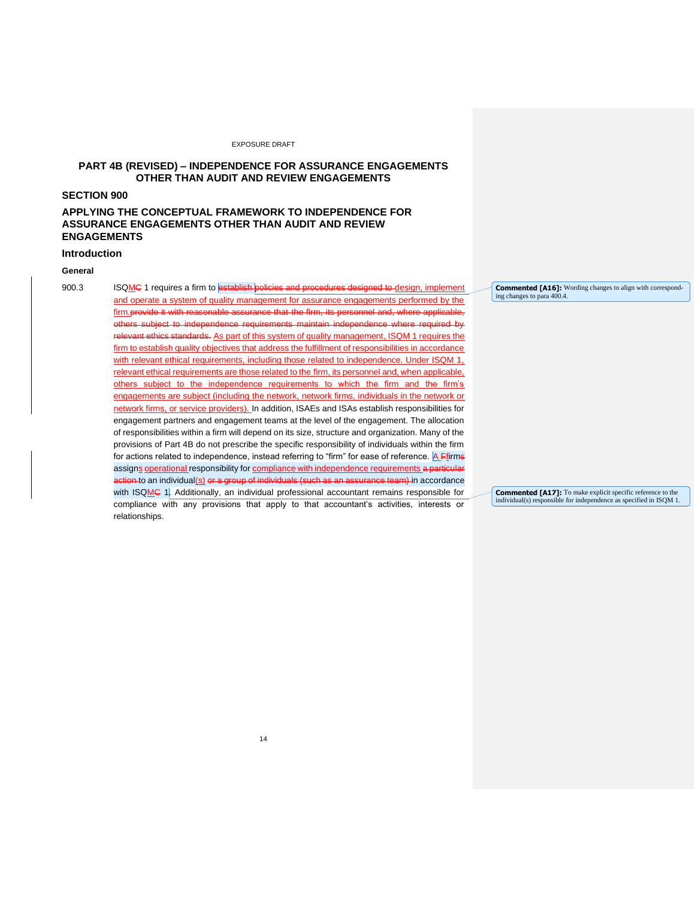# PART 4B (REVISED) – INDEPENDENCE FOR ASSURANCE ENGAGEMENTS OTHER THAN AUDIT AND REVIEW ENGAGEMENTS

## SECTION 900

## APPLYING THE CONCEPTUAL FRAMEWORK TO INDEPENDENCE FOR ASSURANCE ENGAGEMENTS OTHER THAN AUDIT AND REVIEW ENGAGEMENTS

### Introduction

#### General

900.3 ISQMC 1 requires a firm to establish policies and procedures designed to design, implement and operate a system of quality management for assurance engagements performed by the firm.provide it with reasonable assurance that the firm, its personnel and, where applicable, others subject to independence requirements maintain independence where required by relevant ethics standards. As part of this system of quality management, ISQM 1 requires the firm to establish quality objectives that address the fulfillment of responsibilities in accordance with relevant ethical requirements, including those related to independence. Under ISQM 1, relevant ethical requirements are those related to the firm, its personnel and, when applicable, others subject to the independence requirements to which the firm and the firm's engagements are subject (including the network, network firms, individuals in the network or network firms, or service providers). In addition, ISAEs and ISAs establish responsibilities for engagement partners and engagement teams at the level of the engagement. The allocation of responsibilities within a firm will depend on its size, structure and organization. Many of the provisions of Part 4B do not prescribe the specific responsibility of individuals within the firm for actions related to independence, instead referring to "firm" for ease of reference. A Ffirms assigns operational responsibility for compliance with independence requirements a particular action to an individual(s) or a group of individuals (such as an assurance team) in accordance with ISQMC 1. Additionally, an individual professional accountant remains responsible for compliance with any provisions that apply to that accountant's activities, interests or relationships.

**Commented [A16]:** Wording changes to align with corresponding changes to para 400.4.

**Commented [A17]:** To make explicit specific reference to the individual(s) responsible for independence as specified in ISQM 1.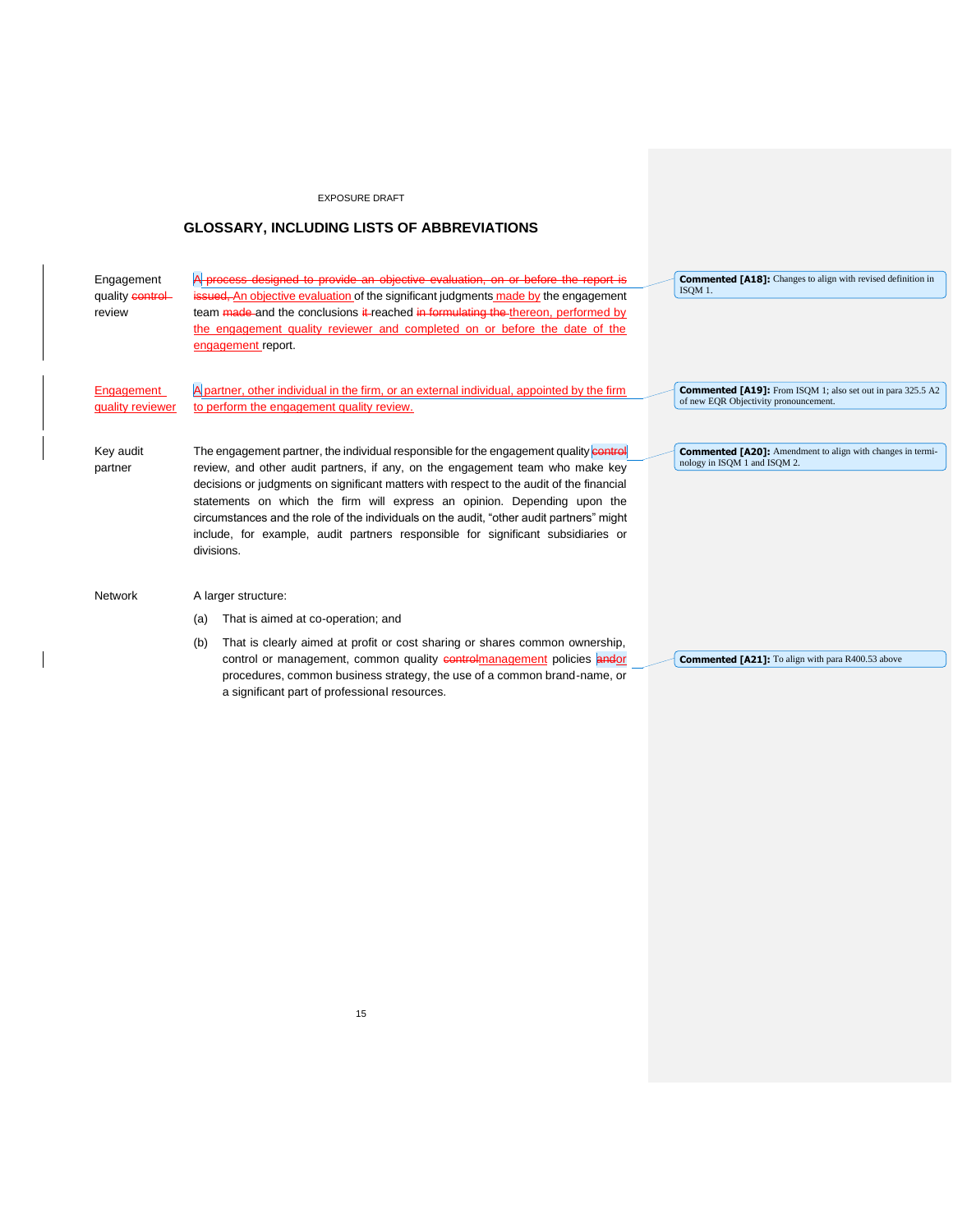# GLOSSARY, INCLUDING LISTS OF ABBREVIATIONS

**Engagement quality ~~control~~ review**

~~A process designed to provide an objective evaluation, on or before the report is issued,~~ An objective evaluation of the significant judgments made by the engagement team ~~made~~ and the conclusions ~~it~~ reached ~~in formulating the~~ thereon, performed by the engagement quality reviewer and completed on or before the date of the engagement report.

**Engagement quality reviewer**

A partner, other individual in the firm, or an external individual, appointed by the firm to perform the engagement quality review.

**Key audit partner**

The engagement partner, the individual responsible for the engagement quality ~~control~~ review, and other audit partners, if any, on the engagement team who make key decisions or judgments on significant matters with respect to the audit of the financial statements on which the firm will express an opinion. Depending upon the circumstances and the role of the individuals on the audit, "other audit partners" might include, for example, audit partners responsible for significant subsidiaries or divisions.

**Network**

A larger structure:

(a) That is aimed at co-operation; and

(b) That is clearly aimed at profit or cost sharing or shares common ownership, control or management, common quality ~~control~~management policies ~~and~~or procedures, common business strategy, the use of a common brand-name, or a significant part of professional resources.

**Commented [A18]:** Changes to align with revised definition in ISQM 1.

**Commented [A19]:** From ISQM 1; also set out in para 325.5 A2 of new EQR Objectivity pronouncement.

**Commented [A20]:** Amendment to align with changes in terminology in ISQM 1 and ISQM 2.

**Commented [A21]:** To align with para R400.53 above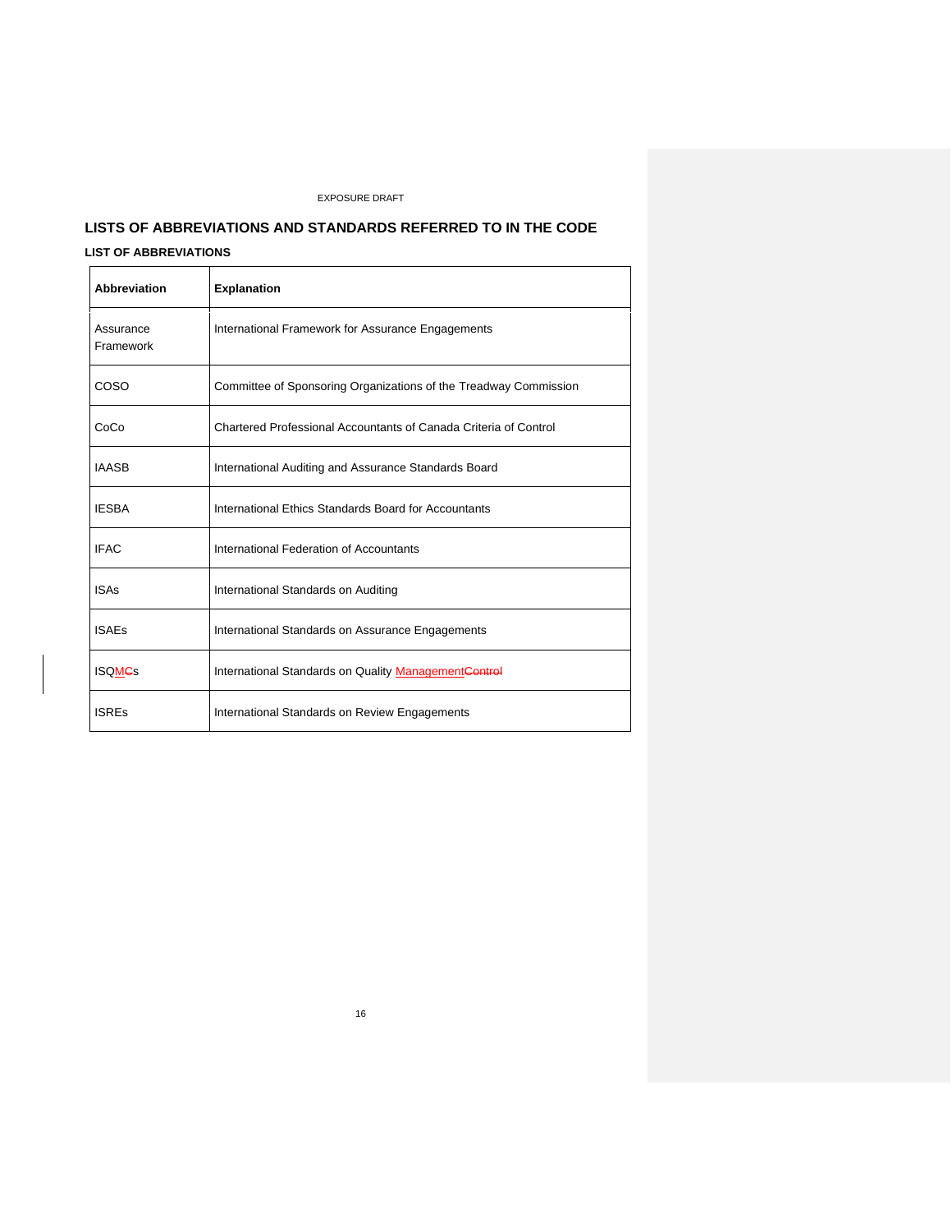## LISTS OF ABBREVIATIONS AND STANDARDS REFERRED TO IN THE CODE

### LIST OF ABBREVIATIONS

| Abbreviation | Explanation |
|---|---|
| Assurance Framework | International Framework for Assurance Engagements |
| COSO | Committee of Sponsoring Organizations of the Treadway Commission |
| CoCo | Chartered Professional Accountants of Canada Criteria of Control |
| IAASB | International Auditing and Assurance Standards Board |
| IESBA | International Ethics Standards Board for Accountants |
| IFAC | International Federation of Accountants |
| ISAs | International Standards on Auditing |
| ISAEs | International Standards on Assurance Engagements |
| ISQM~~C~~s | International Standards on Quality Management~~Control~~ |
| ISREs | International Standards on Review Engagements |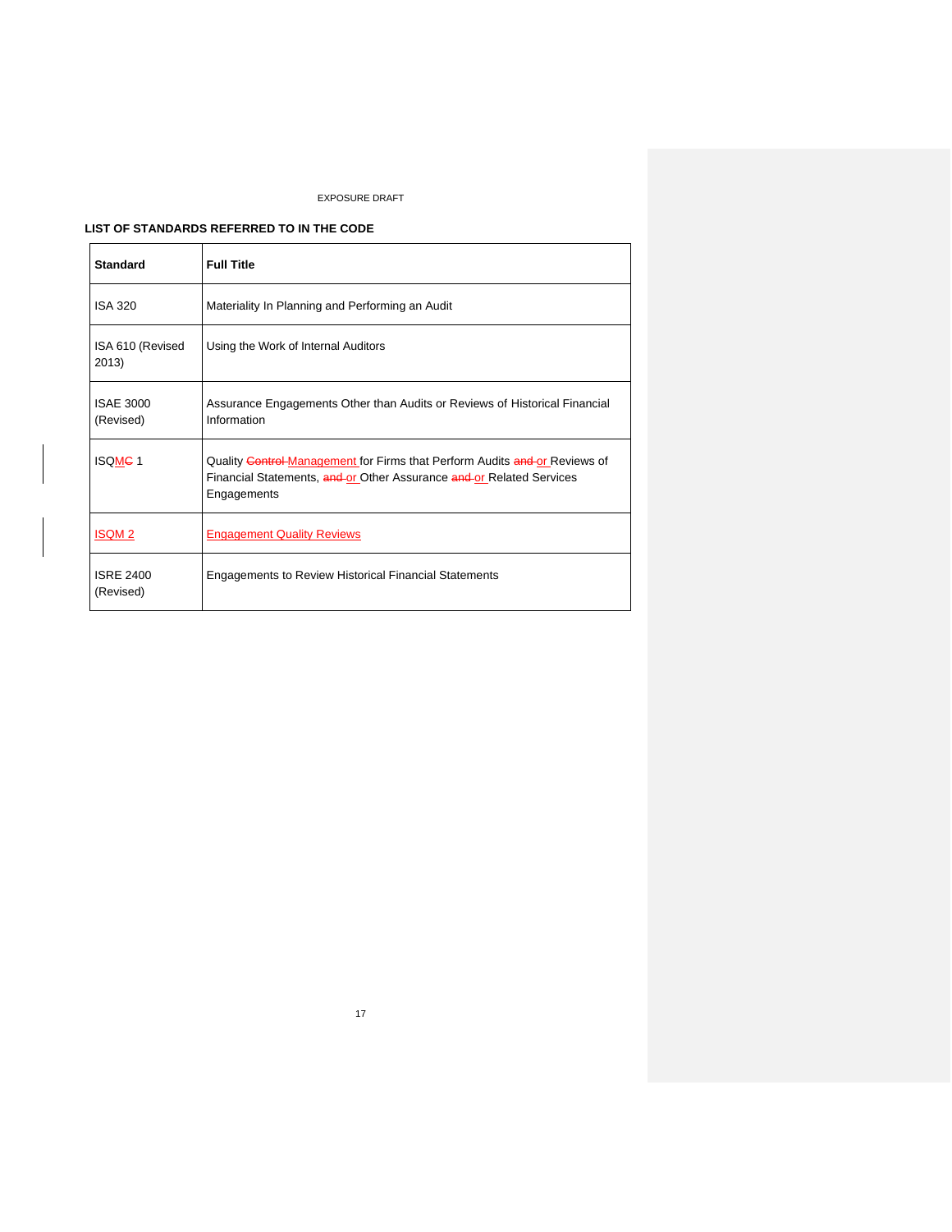EXPOSURE DRAFT

**LIST OF STANDARDS REFERRED TO IN THE CODE**

| Standard | Full Title |
|---|---|
| ISA 320 | Materiality In Planning and Performing an Audit |
| ISA 610 (Revised 2013) | Using the Work of Internal Auditors |
| ISAE 3000 (Revised) | Assurance Engagements Other than Audits or Reviews of Historical Financial Information |
| ISQM~~C~~ 1 | Quality ~~Control~~ Management for Firms that Perform Audits ~~and~~ or Reviews of Financial Statements, ~~and~~ or Other Assurance ~~and~~ or Related Services Engagements |
| ISQM 2 | Engagement Quality Reviews |
| ISRE 2400 (Revised) | Engagements to Review Historical Financial Statements |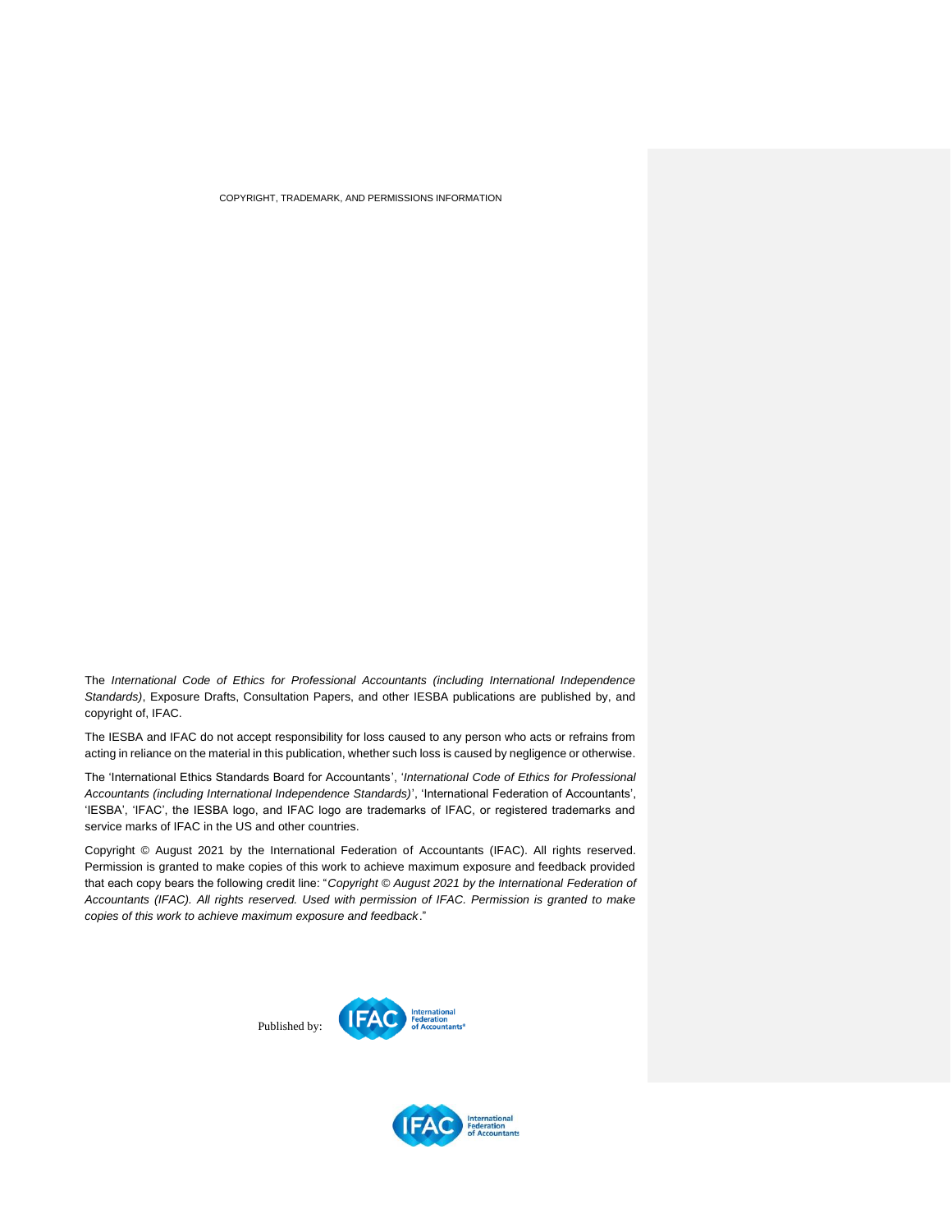COPYRIGHT, TRADEMARK, AND PERMISSIONS INFORMATION

The *International Code of Ethics for Professional Accountants (including International Independence Standards)*, Exposure Drafts, Consultation Papers, and other IESBA publications are published by, and copyright of, IFAC.

The IESBA and IFAC do not accept responsibility for loss caused to any person who acts or refrains from acting in reliance on the material in this publication, whether such loss is caused by negligence or otherwise.

The 'International Ethics Standards Board for Accountants', '*International Code of Ethics for Professional Accountants (including International Independence Standards)*', 'International Federation of Accountants', 'IESBA', 'IFAC', the IESBA logo, and IFAC logo are trademarks of IFAC, or registered trademarks and service marks of IFAC in the US and other countries.

Copyright © August 2021 by the International Federation of Accountants (IFAC). All rights reserved. Permission is granted to make copies of this work to achieve maximum exposure and feedback provided that each copy bears the following credit line: "*Copyright © August 2021 by the International Federation of Accountants (IFAC). All rights reserved. Used with permission of IFAC. Permission is granted to make copies of this work to achieve maximum exposure and feedback*."

Published by: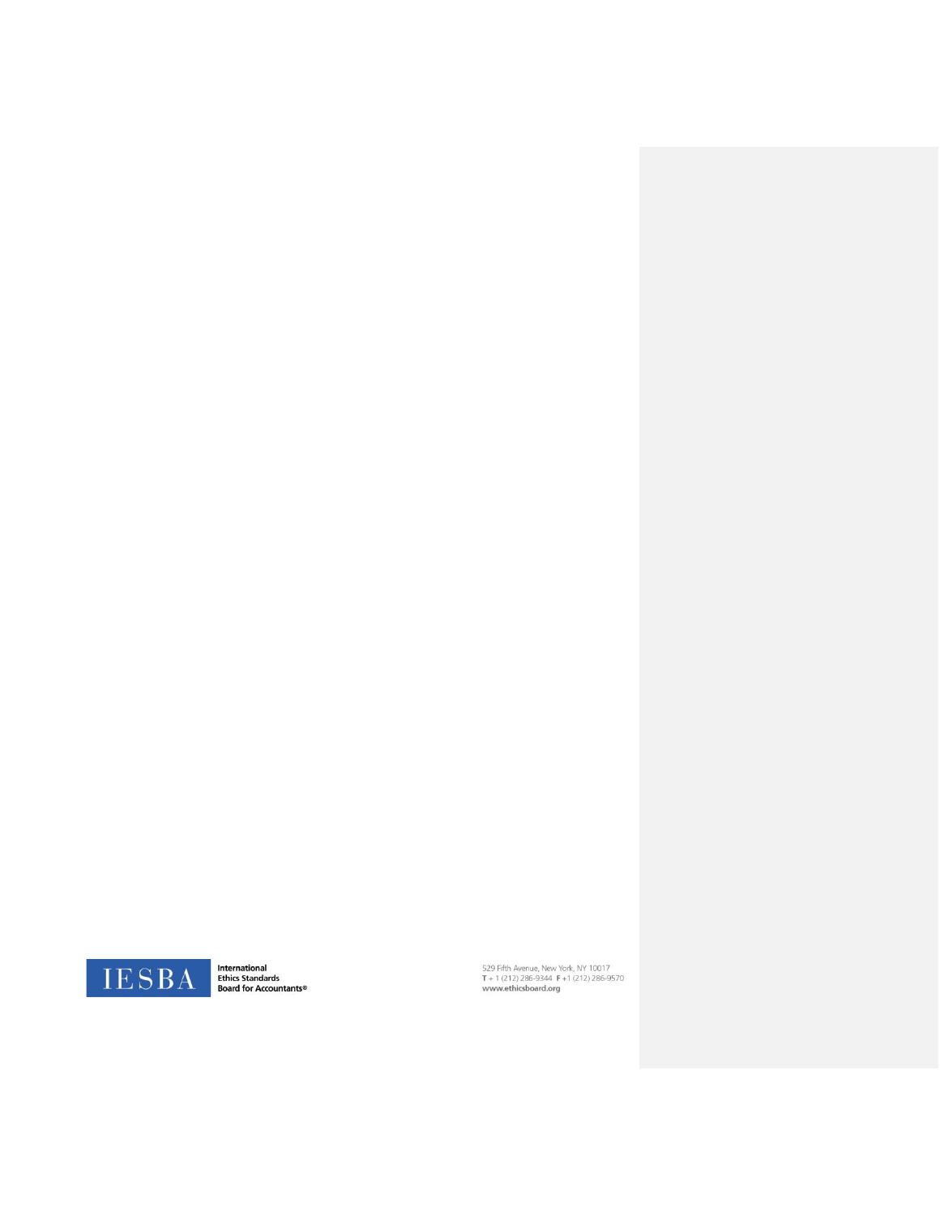IESBA

International
Ethics Standards
Board for Accountants®

529 Fifth Avenue, New York, NY 10017
**T** + 1 (212) 286-9344 **F** +1 (212) 286-9570
www.ethicsboard.org